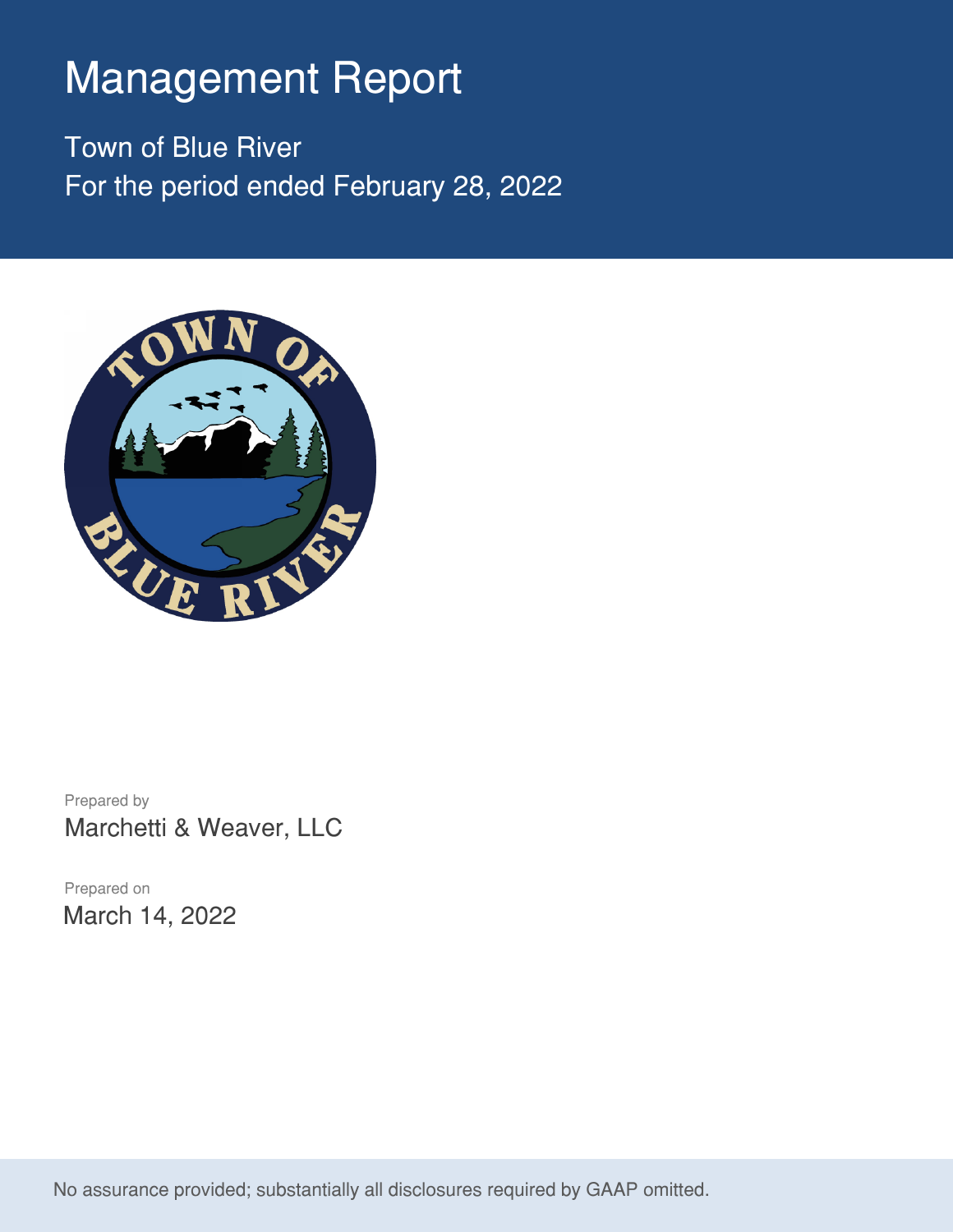# Management Report

Town of Blue River
For the period ended February 28, 2022

Prepared by
Marchetti & Weaver, LLC

Prepared on
March 14, 2022

No assurance provided; substantially all disclosures required by GAAP omitted.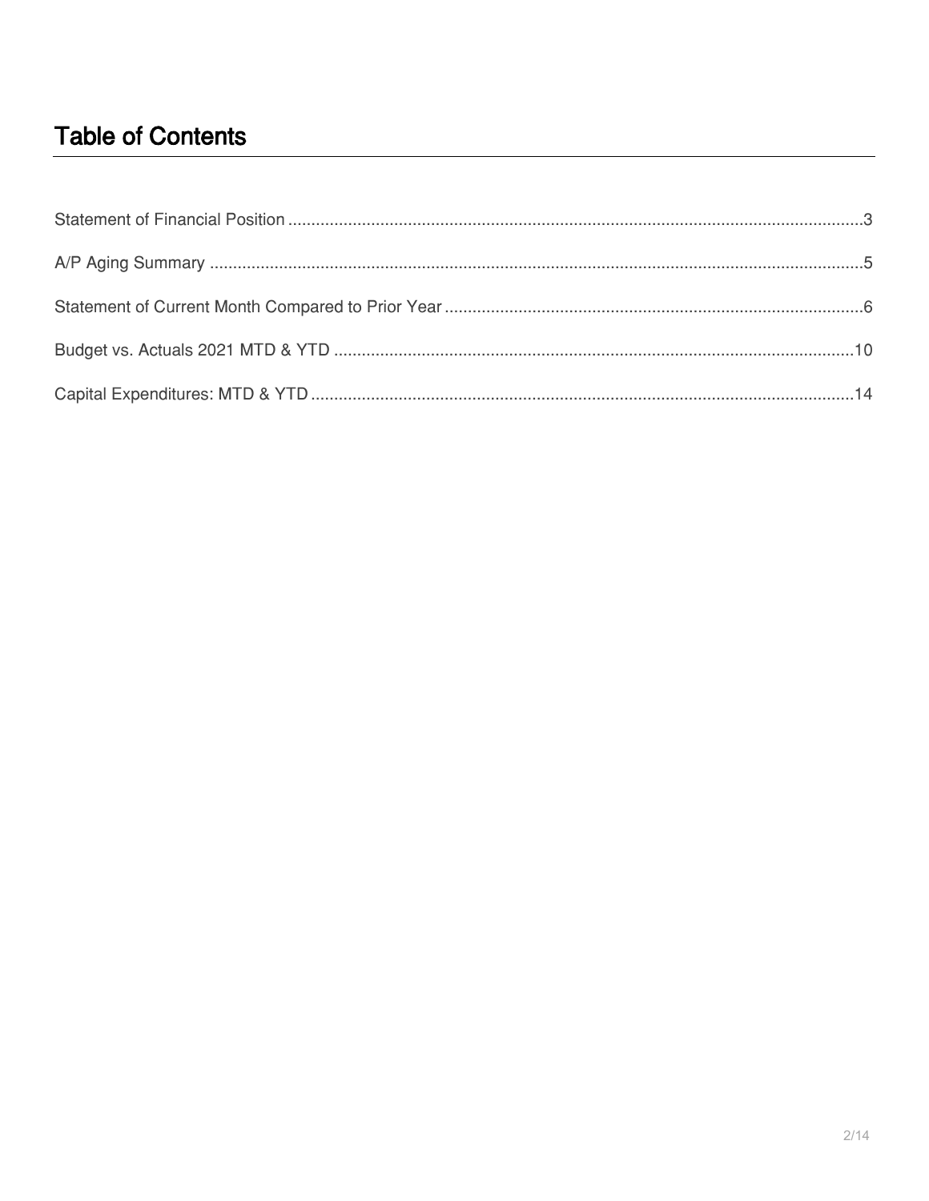# Table of Contents

Statement of Financial Position ............................................................................................................................3

A/P Aging Summary ............................................................................................................................5

Statement of Current Month Compared to Prior Year ............................................................................................6

Budget vs. Actuals 2021 MTD & YTD ............................................................................................................10

Capital Expenditures: MTD & YTD ............................................................................................................14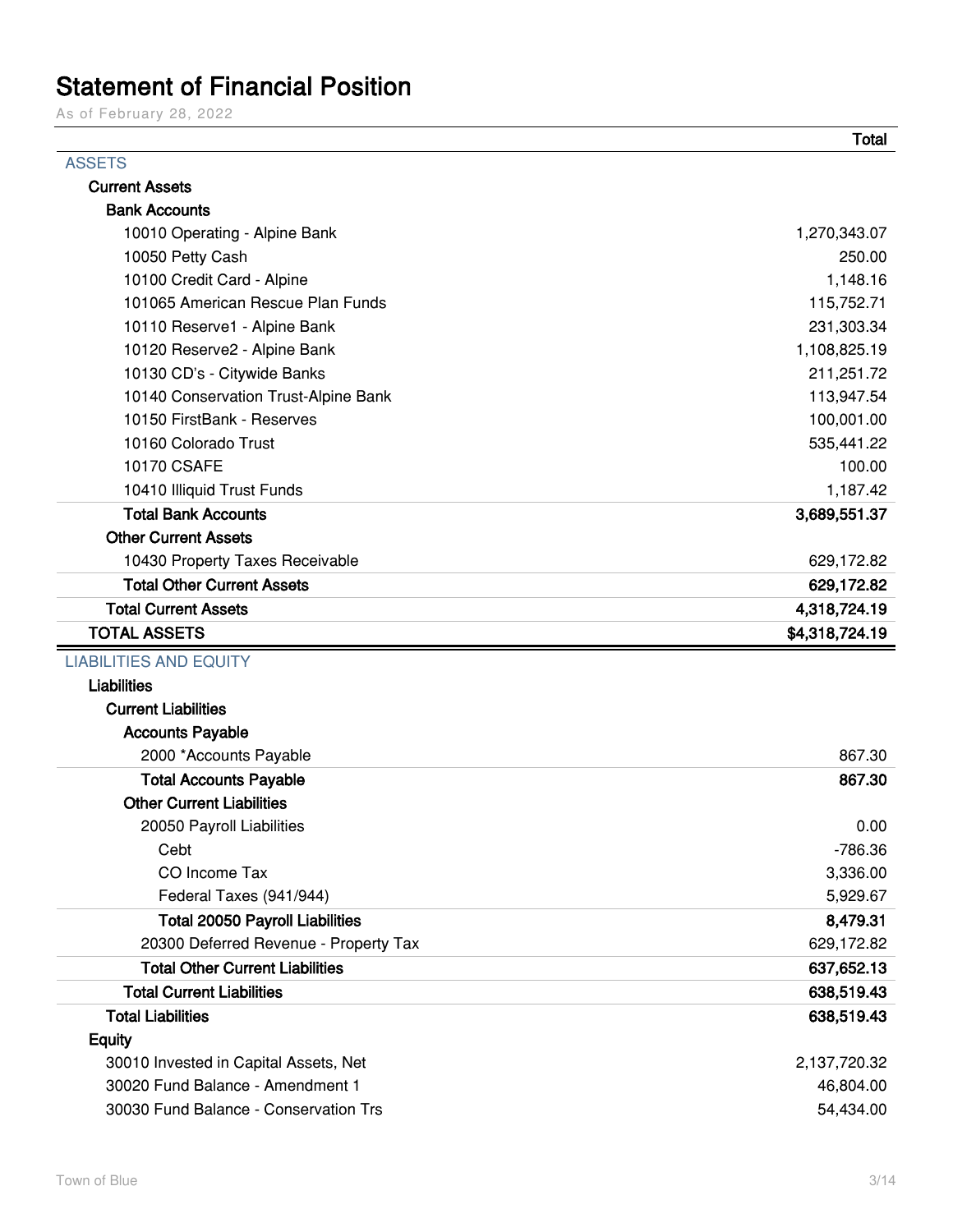# Statement of Financial Position

As of February 28, 2022

| | Total |
|---|---|
| **ASSETS** | |
| **Current Assets** | |
| **Bank Accounts** | |
| 10010 Operating - Alpine Bank | 1,270,343.07 |
| 10050 Petty Cash | 250.00 |
| 10100 Credit Card - Alpine | 1,148.16 |
| 101065 American Rescue Plan Funds | 115,752.71 |
| 10110 Reserve1 - Alpine Bank | 231,303.34 |
| 10120 Reserve2 - Alpine Bank | 1,108,825.19 |
| 10130 CD's - Citywide Banks | 211,251.72 |
| 10140 Conservation Trust-Alpine Bank | 113,947.54 |
| 10150 FirstBank - Reserves | 100,001.00 |
| 10160 Colorado Trust | 535,441.22 |
| 10170 CSAFE | 100.00 |
| 10410 Illiquid Trust Funds | 1,187.42 |
| **Total Bank Accounts** | **3,689,551.37** |
| **Other Current Assets** | |
| 10430 Property Taxes Receivable | 629,172.82 |
| **Total Other Current Assets** | **629,172.82** |
| **Total Current Assets** | **4,318,724.19** |
| **TOTAL ASSETS** | **$4,318,724.19** |
| **LIABILITIES AND EQUITY** | |
| **Liabilities** | |
| **Current Liabilities** | |
| **Accounts Payable** | |
| 2000 *Accounts Payable | 867.30 |
| **Total Accounts Payable** | **867.30** |
| **Other Current Liabilities** | |
| 20050 Payroll Liabilities | 0.00 |
| Cebt | -786.36 |
| CO Income Tax | 3,336.00 |
| Federal Taxes (941/944) | 5,929.67 |
| **Total 20050 Payroll Liabilities** | **8,479.31** |
| 20300 Deferred Revenue - Property Tax | 629,172.82 |
| **Total Other Current Liabilities** | **637,652.13** |
| **Total Current Liabilities** | **638,519.43** |
| **Total Liabilities** | **638,519.43** |
| **Equity** | |
| 30010 Invested in Capital Assets, Net | 2,137,720.32 |
| 30020 Fund Balance - Amendment 1 | 46,804.00 |
| 30030 Fund Balance - Conservation Trs | 54,434.00 |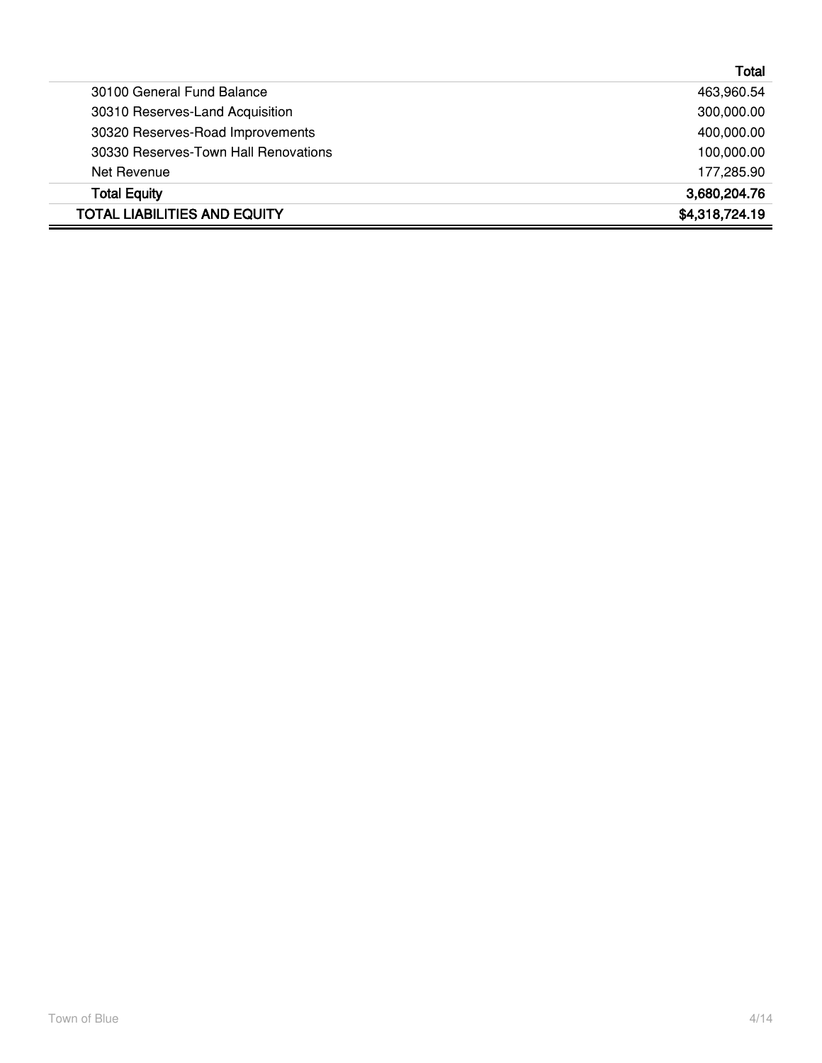| | Total |
|---|---|
| 30100 General Fund Balance | 463,960.54 |
| 30310 Reserves-Land Acquisition | 300,000.00 |
| 30320 Reserves-Road Improvements | 400,000.00 |
| 30330 Reserves-Town Hall Renovations | 100,000.00 |
| Net Revenue | 177,285.90 |
| **Total Equity** | **3,680,204.76** |
| **TOTAL LIABILITIES AND EQUITY** | **$4,318,724.19** |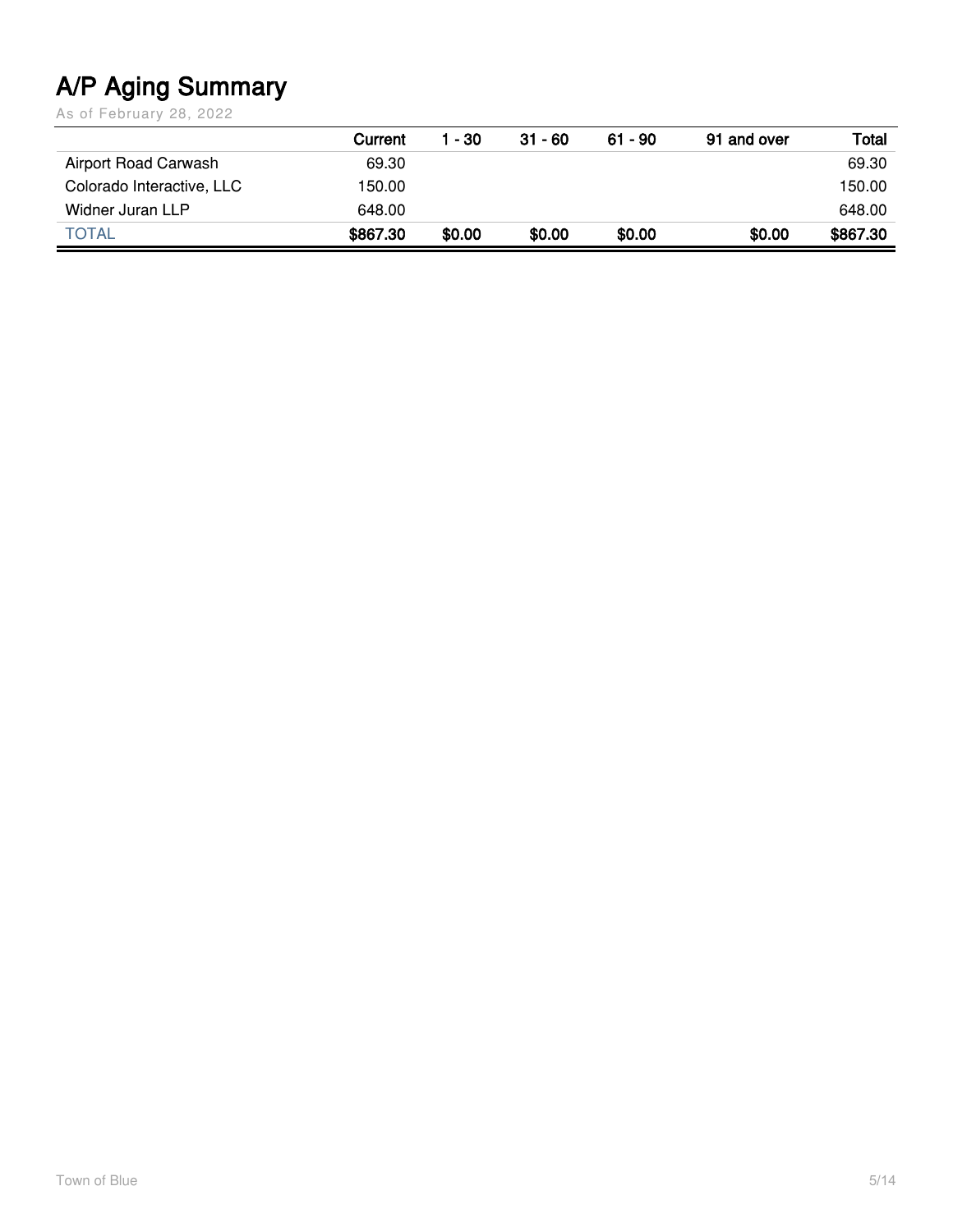# A/P Aging Summary

As of February 28, 2022

| | Current | 1 - 30 | 31 - 60 | 61 - 90 | 91 and over | Total |
|---|---|---|---|---|---|---|
| Airport Road Carwash | 69.30 | | | | | 69.30 |
| Colorado Interactive, LLC | 150.00 | | | | | 150.00 |
| Widner Juran LLP | 648.00 | | | | | 648.00 |
| TOTAL | $867.30 | $0.00 | $0.00 | $0.00 | $0.00 | $867.30 |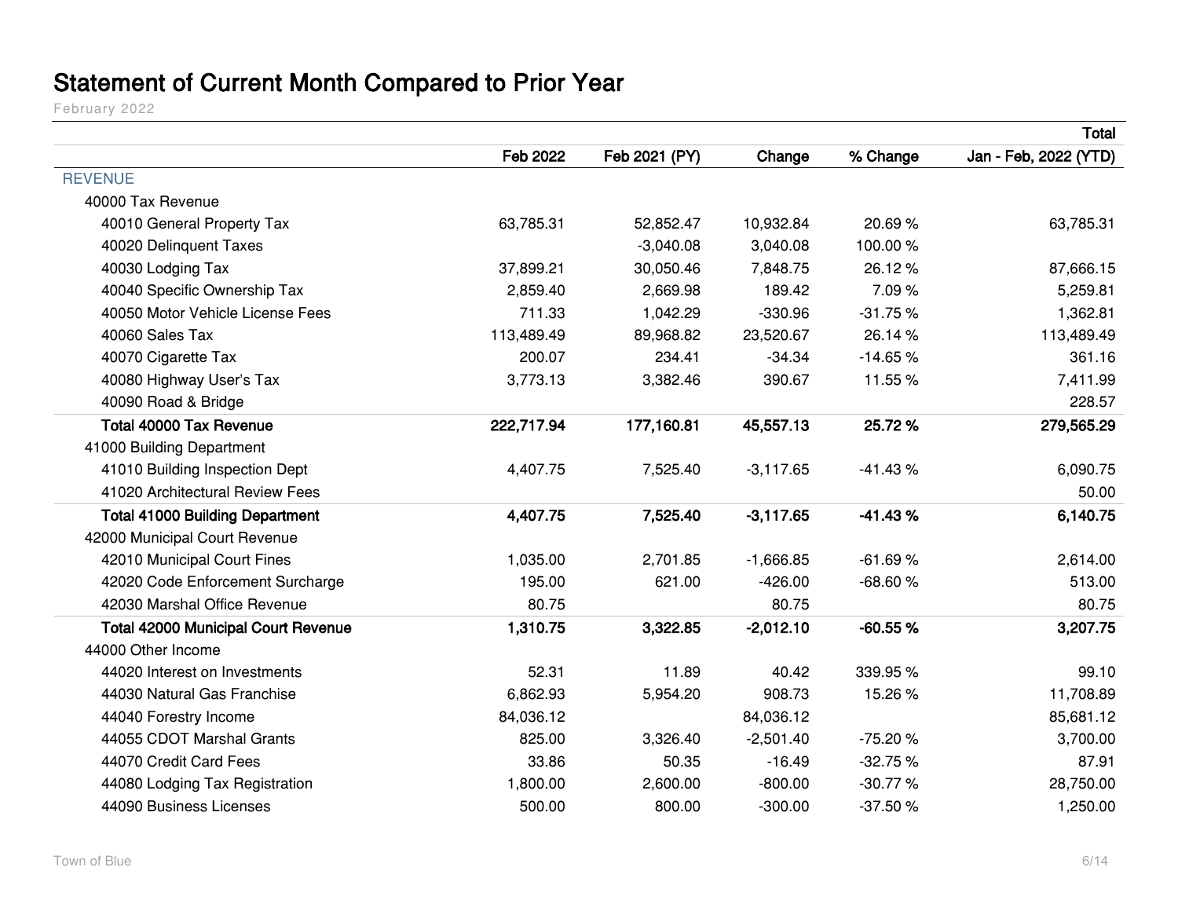# Statement of Current Month Compared to Prior Year

February 2022

| | | | | | Total |
|---|---|---|---|---|---|
| | **Feb 2022** | **Feb 2021 (PY)** | **Change** | **% Change** | **Jan - Feb, 2022 (YTD)** |
| REVENUE | | | | | |
| 40000 Tax Revenue | | | | | |
| 40010 General Property Tax | 63,785.31 | 52,852.47 | 10,932.84 | 20.69 % | 63,785.31 |
| 40020 Delinquent Taxes | | -3,040.08 | 3,040.08 | 100.00 % | |
| 40030 Lodging Tax | 37,899.21 | 30,050.46 | 7,848.75 | 26.12 % | 87,666.15 |
| 40040 Specific Ownership Tax | 2,859.40 | 2,669.98 | 189.42 | 7.09 % | 5,259.81 |
| 40050 Motor Vehicle License Fees | 711.33 | 1,042.29 | -330.96 | -31.75 % | 1,362.81 |
| 40060 Sales Tax | 113,489.49 | 89,968.82 | 23,520.67 | 26.14 % | 113,489.49 |
| 40070 Cigarette Tax | 200.07 | 234.41 | -34.34 | -14.65 % | 361.16 |
| 40080 Highway User's Tax | 3,773.13 | 3,382.46 | 390.67 | 11.55 % | 7,411.99 |
| 40090 Road & Bridge | | | | | 228.57 |
| **Total 40000 Tax Revenue** | **222,717.94** | **177,160.81** | **45,557.13** | **25.72 %** | **279,565.29** |
| 41000 Building Department | | | | | |
| 41010 Building Inspection Dept | 4,407.75 | 7,525.40 | -3,117.65 | -41.43 % | 6,090.75 |
| 41020 Architectural Review Fees | | | | | 50.00 |
| **Total 41000 Building Department** | **4,407.75** | **7,525.40** | **-3,117.65** | **-41.43 %** | **6,140.75** |
| 42000 Municipal Court Revenue | | | | | |
| 42010 Municipal Court Fines | 1,035.00 | 2,701.85 | -1,666.85 | -61.69 % | 2,614.00 |
| 42020 Code Enforcement Surcharge | 195.00 | 621.00 | -426.00 | -68.60 % | 513.00 |
| 42030 Marshal Office Revenue | 80.75 | | 80.75 | | 80.75 |
| **Total 42000 Municipal Court Revenue** | **1,310.75** | **3,322.85** | **-2,012.10** | **-60.55 %** | **3,207.75** |
| 44000 Other Income | | | | | |
| 44020 Interest on Investments | 52.31 | 11.89 | 40.42 | 339.95 % | 99.10 |
| 44030 Natural Gas Franchise | 6,862.93 | 5,954.20 | 908.73 | 15.26 % | 11,708.89 |
| 44040 Forestry Income | 84,036.12 | | 84,036.12 | | 85,681.12 |
| 44055 CDOT Marshal Grants | 825.00 | 3,326.40 | -2,501.40 | -75.20 % | 3,700.00 |
| 44070 Credit Card Fees | 33.86 | 50.35 | -16.49 | -32.75 % | 87.91 |
| 44080 Lodging Tax Registration | 1,800.00 | 2,600.00 | -800.00 | -30.77 % | 28,750.00 |
| 44090 Business Licenses | 500.00 | 800.00 | -300.00 | -37.50 % | 1,250.00 |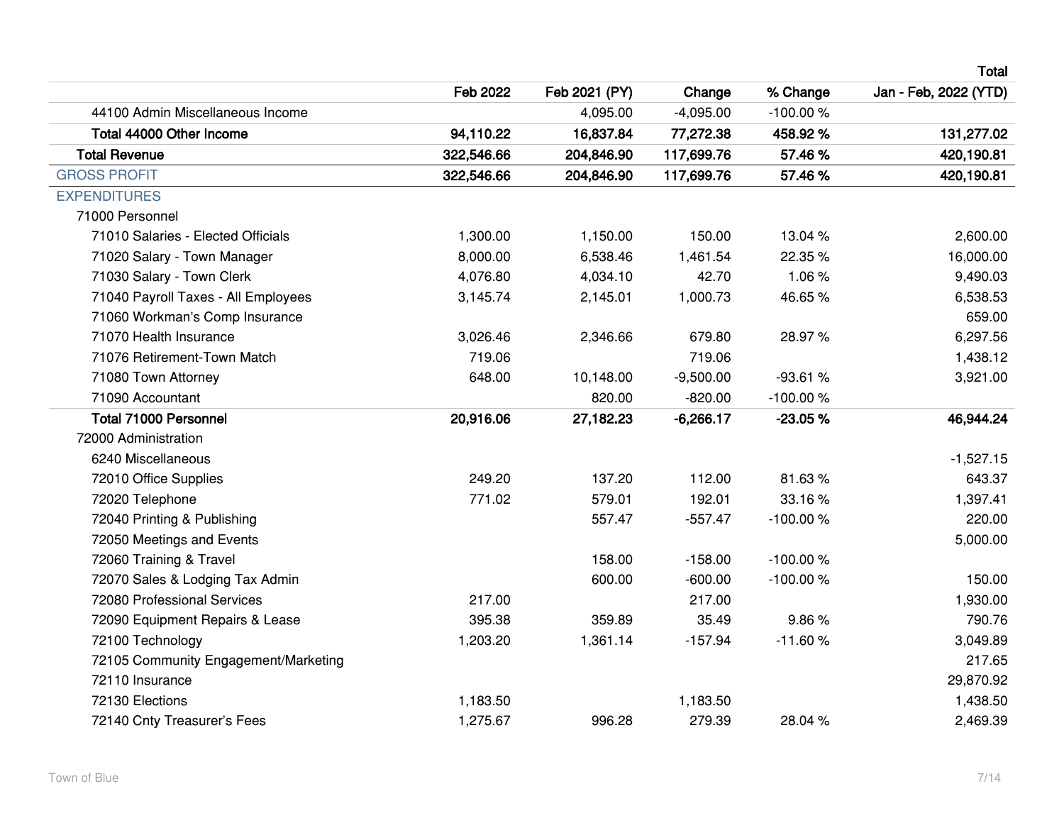| | Feb 2022 | Feb 2021 (PY) | Change | % Change | Total<br>Jan - Feb, 2022 (YTD) |
|---|---|---|---|---|---|
| 44100 Admin Miscellaneous Income | | 4,095.00 | -4,095.00 | -100.00 % | |
| **Total 44000 Other Income** | **94,110.22** | **16,837.84** | **77,272.38** | **458.92 %** | **131,277.02** |
| **Total Revenue** | **322,546.66** | **204,846.90** | **117,699.76** | **57.46 %** | **420,190.81** |
| GROSS PROFIT | **322,546.66** | **204,846.90** | **117,699.76** | **57.46 %** | **420,190.81** |
| EXPENDITURES | | | | | |
| 71000 Personnel | | | | | |
| 71010 Salaries - Elected Officials | 1,300.00 | 1,150.00 | 150.00 | 13.04 % | 2,600.00 |
| 71020 Salary - Town Manager | 8,000.00 | 6,538.46 | 1,461.54 | 22.35 % | 16,000.00 |
| 71030 Salary - Town Clerk | 4,076.80 | 4,034.10 | 42.70 | 1.06 % | 9,490.03 |
| 71040 Payroll Taxes - All Employees | 3,145.74 | 2,145.01 | 1,000.73 | 46.65 % | 6,538.53 |
| 71060 Workman's Comp Insurance | | | | | 659.00 |
| 71070 Health Insurance | 3,026.46 | 2,346.66 | 679.80 | 28.97 % | 6,297.56 |
| 71076 Retirement-Town Match | 719.06 | | 719.06 | | 1,438.12 |
| 71080 Town Attorney | 648.00 | 10,148.00 | -9,500.00 | -93.61 % | 3,921.00 |
| 71090 Accountant | | 820.00 | -820.00 | -100.00 % | |
| **Total 71000 Personnel** | **20,916.06** | **27,182.23** | **-6,266.17** | **-23.05 %** | **46,944.24** |
| 72000 Administration | | | | | |
| 6240 Miscellaneous | | | | | -1,527.15 |
| 72010 Office Supplies | 249.20 | 137.20 | 112.00 | 81.63 % | 643.37 |
| 72020 Telephone | 771.02 | 579.01 | 192.01 | 33.16 % | 1,397.41 |
| 72040 Printing & Publishing | | 557.47 | -557.47 | -100.00 % | 220.00 |
| 72050 Meetings and Events | | | | | 5,000.00 |
| 72060 Training & Travel | | 158.00 | -158.00 | -100.00 % | |
| 72070 Sales & Lodging Tax Admin | | 600.00 | -600.00 | -100.00 % | 150.00 |
| 72080 Professional Services | 217.00 | | 217.00 | | 1,930.00 |
| 72090 Equipment Repairs & Lease | 395.38 | 359.89 | 35.49 | 9.86 % | 790.76 |
| 72100 Technology | 1,203.20 | 1,361.14 | -157.94 | -11.60 % | 3,049.89 |
| 72105 Community Engagement/Marketing | | | | | 217.65 |
| 72110 Insurance | | | | | 29,870.92 |
| 72130 Elections | 1,183.50 | | 1,183.50 | | 1,438.50 |
| 72140 Cnty Treasurer's Fees | 1,275.67 | 996.28 | 279.39 | 28.04 % | 2,469.39 |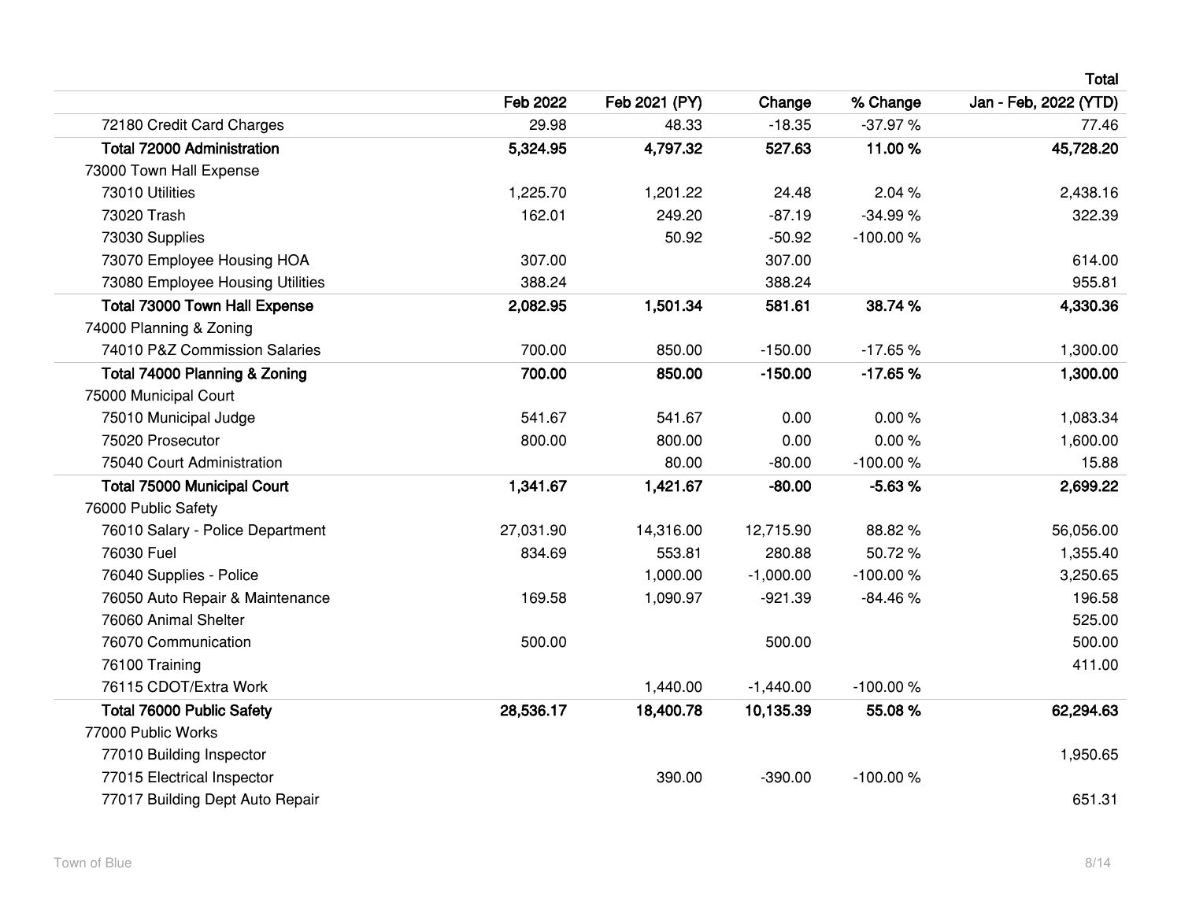| | Feb 2022 | Feb 2021 (PY) | Change | % Change | Total<br>Jan - Feb, 2022 (YTD) |
|---|---|---|---|---|---|
| 72180 Credit Card Charges | 29.98 | 48.33 | -18.35 | -37.97 % | 77.46 |
| **Total 72000 Administration** | **5,324.95** | **4,797.32** | **527.63** | **11.00 %** | **45,728.20** |
| 73000 Town Hall Expense | | | | | |
| 73010 Utilities | 1,225.70 | 1,201.22 | 24.48 | 2.04 % | 2,438.16 |
| 73020 Trash | 162.01 | 249.20 | -87.19 | -34.99 % | 322.39 |
| 73030 Supplies | | 50.92 | -50.92 | -100.00 % | |
| 73070 Employee Housing HOA | 307.00 | | 307.00 | | 614.00 |
| 73080 Employee Housing Utilities | 388.24 | | 388.24 | | 955.81 |
| **Total 73000 Town Hall Expense** | **2,082.95** | **1,501.34** | **581.61** | **38.74 %** | **4,330.36** |
| 74000 Planning & Zoning | | | | | |
| 74010 P&Z Commission Salaries | 700.00 | 850.00 | -150.00 | -17.65 % | 1,300.00 |
| **Total 74000 Planning & Zoning** | **700.00** | **850.00** | **-150.00** | **-17.65 %** | **1,300.00** |
| 75000 Municipal Court | | | | | |
| 75010 Municipal Judge | 541.67 | 541.67 | 0.00 | 0.00 % | 1,083.34 |
| 75020 Prosecutor | 800.00 | 800.00 | 0.00 | 0.00 % | 1,600.00 |
| 75040 Court Administration | | 80.00 | -80.00 | -100.00 % | 15.88 |
| **Total 75000 Municipal Court** | **1,341.67** | **1,421.67** | **-80.00** | **-5.63 %** | **2,699.22** |
| 76000 Public Safety | | | | | |
| 76010 Salary - Police Department | 27,031.90 | 14,316.00 | 12,715.90 | 88.82 % | 56,056.00 |
| 76030 Fuel | 834.69 | 553.81 | 280.88 | 50.72 % | 1,355.40 |
| 76040 Supplies - Police | | 1,000.00 | -1,000.00 | -100.00 % | 3,250.65 |
| 76050 Auto Repair & Maintenance | 169.58 | 1,090.97 | -921.39 | -84.46 % | 196.58 |
| 76060 Animal Shelter | | | | | 525.00 |
| 76070 Communication | 500.00 | | 500.00 | | 500.00 |
| 76100 Training | | | | | 411.00 |
| 76115 CDOT/Extra Work | | 1,440.00 | -1,440.00 | -100.00 % | |
| **Total 76000 Public Safety** | **28,536.17** | **18,400.78** | **10,135.39** | **55.08 %** | **62,294.63** |
| 77000 Public Works | | | | | |
| 77010 Building Inspector | | | | | 1,950.65 |
| 77015 Electrical Inspector | | 390.00 | -390.00 | -100.00 % | |
| 77017 Building Dept Auto Repair | | | | | 651.31 |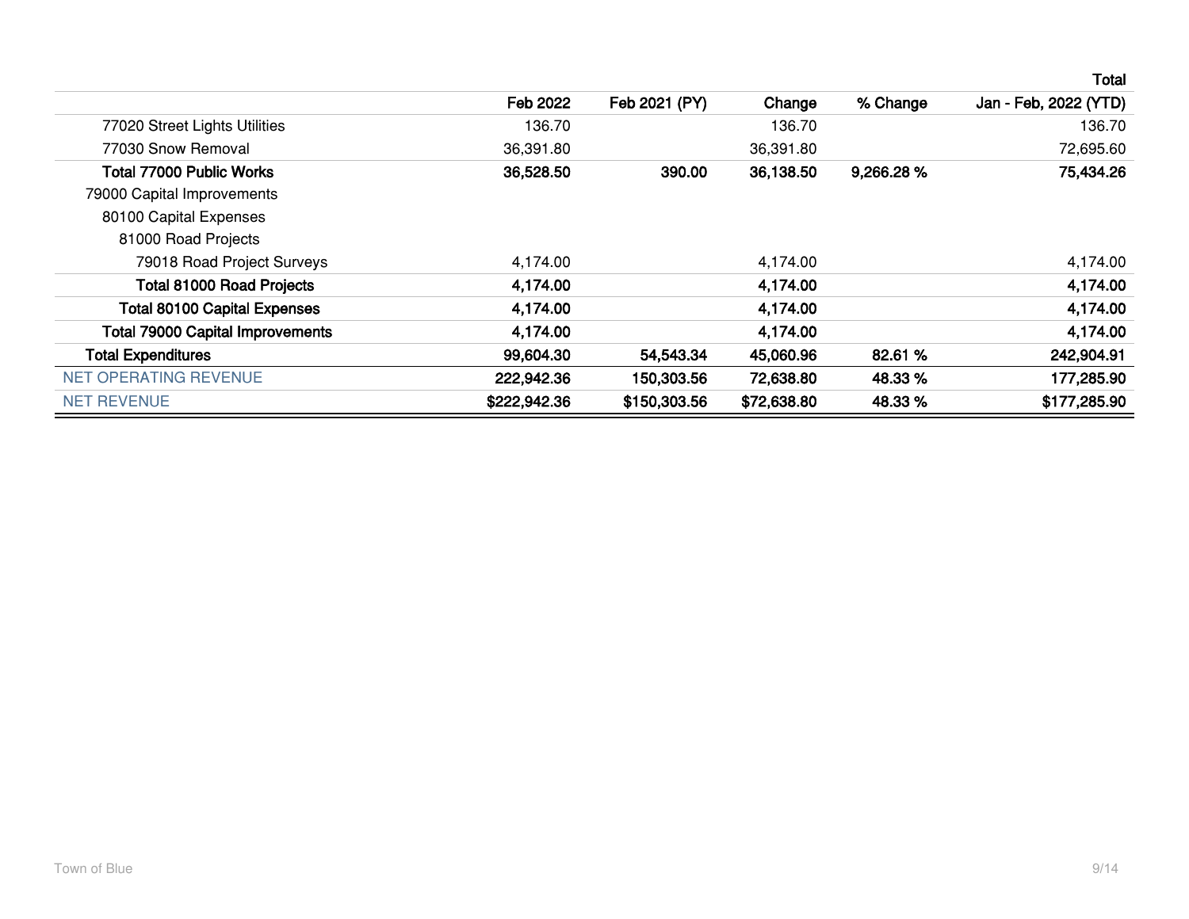| | Feb 2022 | Feb 2021 (PY) | Change | % Change | Total<br>Jan - Feb, 2022 (YTD) |
|---|---|---|---|---|---|
| 77020 Street Lights Utilities | 136.70 | | 136.70 | | 136.70 |
| 77030 Snow Removal | 36,391.80 | | 36,391.80 | | 72,695.60 |
| **Total 77000 Public Works** | **36,528.50** | **390.00** | **36,138.50** | **9,266.28 %** | **75,434.26** |
| 79000 Capital Improvements | | | | | |
| 80100 Capital Expenses | | | | | |
| 81000 Road Projects | | | | | |
| 79018 Road Project Surveys | 4,174.00 | | 4,174.00 | | 4,174.00 |
| **Total 81000 Road Projects** | **4,174.00** | | **4,174.00** | | **4,174.00** |
| **Total 80100 Capital Expenses** | **4,174.00** | | **4,174.00** | | **4,174.00** |
| **Total 79000 Capital Improvements** | **4,174.00** | | **4,174.00** | | **4,174.00** |
| **Total Expenditures** | **99,604.30** | **54,543.34** | **45,060.96** | **82.61 %** | **242,904.91** |
| NET OPERATING REVENUE | **222,942.36** | **150,303.56** | **72,638.80** | **48.33 %** | **177,285.90** |
| NET REVENUE | **$222,942.36** | **$150,303.56** | **$72,638.80** | **48.33 %** | **$177,285.90** |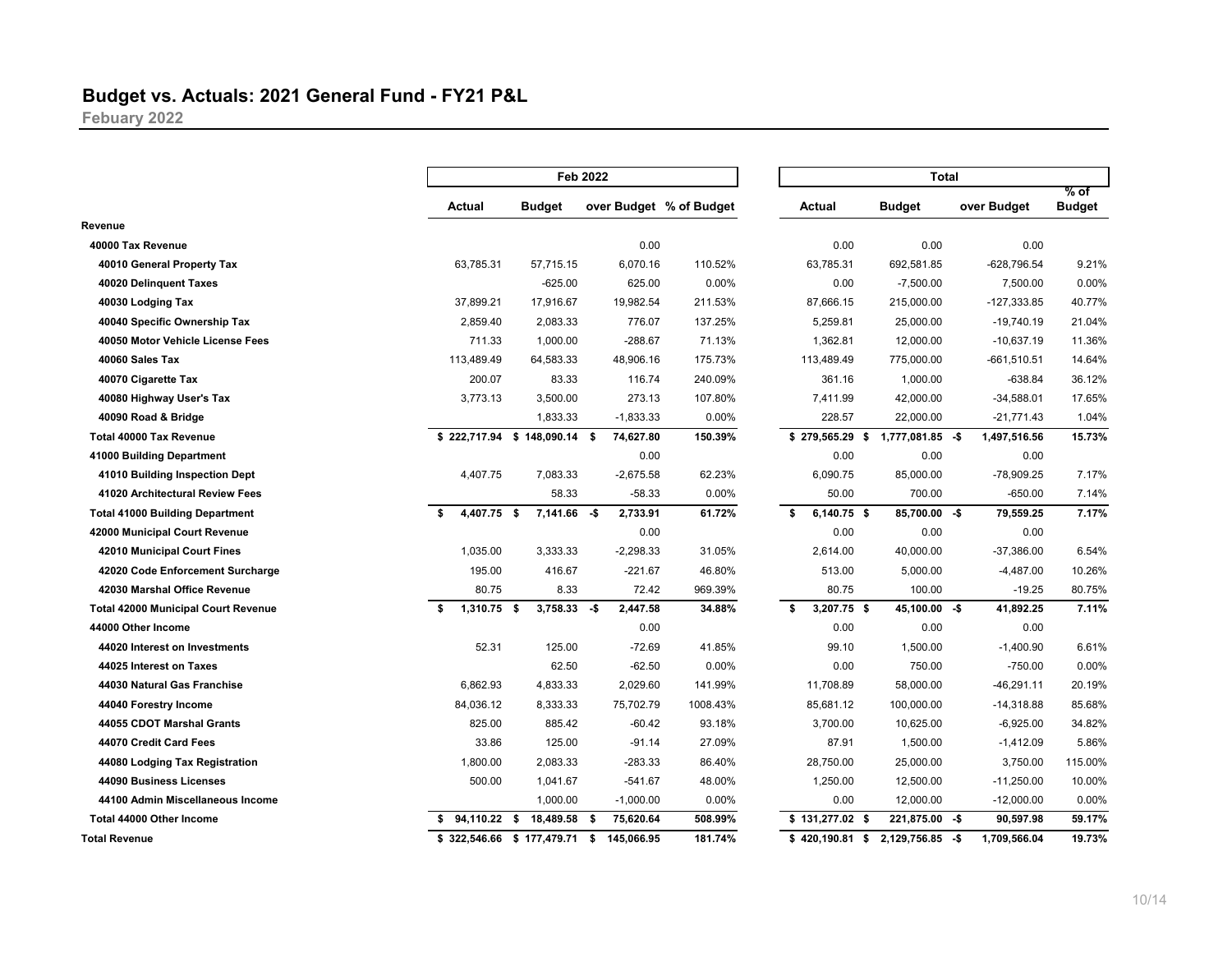# Budget vs. Actuals: 2021 General Fund - FY21 P&L

## Febuary 2022

| | Feb 2022 | | | | Total | | | |
|---|---|---|---|---|---|---|---|---|
| | Actual | Budget | over Budget | % of Budget | Actual | Budget | over Budget | % of Budget |
| **Revenue** | | | | | | | | |
| **40000 Tax Revenue** | | | 0.00 | | 0.00 | 0.00 | 0.00 | |
| **40010 General Property Tax** | 63,785.31 | 57,715.15 | 6,070.16 | 110.52% | 63,785.31 | 692,581.85 | -628,796.54 | 9.21% |
| **40020 Delinquent Taxes** | | -625.00 | 625.00 | 0.00% | 0.00 | -7,500.00 | 7,500.00 | 0.00% |
| **40030 Lodging Tax** | 37,899.21 | 17,916.67 | 19,982.54 | 211.53% | 87,666.15 | 215,000.00 | -127,333.85 | 40.77% |
| **40040 Specific Ownership Tax** | 2,859.40 | 2,083.33 | 776.07 | 137.25% | 5,259.81 | 25,000.00 | -19,740.19 | 21.04% |
| **40050 Motor Vehicle License Fees** | 711.33 | 1,000.00 | -288.67 | 71.13% | 1,362.81 | 12,000.00 | -10,637.19 | 11.36% |
| **40060 Sales Tax** | 113,489.49 | 64,583.33 | 48,906.16 | 175.73% | 113,489.49 | 775,000.00 | -661,510.51 | 14.64% |
| **40070 Cigarette Tax** | 200.07 | 83.33 | 116.74 | 240.09% | 361.16 | 1,000.00 | -638.84 | 36.12% |
| **40080 Highway User's Tax** | 3,773.13 | 3,500.00 | 273.13 | 107.80% | 7,411.99 | 42,000.00 | -34,588.01 | 17.65% |
| **40090 Road & Bridge** | | 1,833.33 | -1,833.33 | 0.00% | 228.57 | 22,000.00 | -21,771.43 | 1.04% |
| **Total 40000 Tax Revenue** | **$ 222,717.94** | **$ 148,090.14** | **$ 74,627.80** | **150.39%** | **$ 279,565.29** | **$ 1,777,081.85** | **-$ 1,497,516.56** | **15.73%** |
| **41000 Building Department** | | | 0.00 | | 0.00 | 0.00 | 0.00 | |
| **41010 Building Inspection Dept** | 4,407.75 | 7,083.33 | -2,675.58 | 62.23% | 6,090.75 | 85,000.00 | -78,909.25 | 7.17% |
| **41020 Architectural Review Fees** | | 58.33 | -58.33 | 0.00% | 50.00 | 700.00 | -650.00 | 7.14% |
| **Total 41000 Building Department** | **$ 4,407.75** | **$ 7,141.66** | **-$ 2,733.91** | **61.72%** | **$ 6,140.75** | **$ 85,700.00** | **-$ 79,559.25** | **7.17%** |
| **42000 Municipal Court Revenue** | | | 0.00 | | 0.00 | 0.00 | 0.00 | |
| **42010 Municipal Court Fines** | 1,035.00 | 3,333.33 | -2,298.33 | 31.05% | 2,614.00 | 40,000.00 | -37,386.00 | 6.54% |
| **42020 Code Enforcement Surcharge** | 195.00 | 416.67 | -221.67 | 46.80% | 513.00 | 5,000.00 | -4,487.00 | 10.26% |
| **42030 Marshal Office Revenue** | 80.75 | 8.33 | 72.42 | 969.39% | 80.75 | 100.00 | -19.25 | 80.75% |
| **Total 42000 Municipal Court Revenue** | **$ 1,310.75** | **$ 3,758.33** | **-$ 2,447.58** | **34.88%** | **$ 3,207.75** | **$ 45,100.00** | **-$ 41,892.25** | **7.11%** |
| **44000 Other Income** | | | 0.00 | | 0.00 | 0.00 | 0.00 | |
| **44020 Interest on Investments** | 52.31 | 125.00 | -72.69 | 41.85% | 99.10 | 1,500.00 | -1,400.90 | 6.61% |
| **44025 Interest on Taxes** | | 62.50 | -62.50 | 0.00% | 0.00 | 750.00 | -750.00 | 0.00% |
| **44030 Natural Gas Franchise** | 6,862.93 | 4,833.33 | 2,029.60 | 141.99% | 11,708.89 | 58,000.00 | -46,291.11 | 20.19% |
| **44040 Forestry Income** | 84,036.12 | 8,333.33 | 75,702.79 | 1008.43% | 85,681.12 | 100,000.00 | -14,318.88 | 85.68% |
| **44055 CDOT Marshal Grants** | 825.00 | 885.42 | -60.42 | 93.18% | 3,700.00 | 10,625.00 | -6,925.00 | 34.82% |
| **44070 Credit Card Fees** | 33.86 | 125.00 | -91.14 | 27.09% | 87.91 | 1,500.00 | -1,412.09 | 5.86% |
| **44080 Lodging Tax Registration** | 1,800.00 | 2,083.33 | -283.33 | 86.40% | 28,750.00 | 25,000.00 | 3,750.00 | 115.00% |
| **44090 Business Licenses** | 500.00 | 1,041.67 | -541.67 | 48.00% | 1,250.00 | 12,500.00 | -11,250.00 | 10.00% |
| **44100 Admin Miscellaneous Income** | | 1,000.00 | -1,000.00 | 0.00% | 0.00 | 12,000.00 | -12,000.00 | 0.00% |
| **Total 44000 Other Income** | **$ 94,110.22** | **$ 18,489.58** | **$ 75,620.64** | **508.99%** | **$ 131,277.02** | **$ 221,875.00** | **-$ 90,597.98** | **59.17%** |
| **Total Revenue** | **$ 322,546.66** | **$ 177,479.71** | **$ 145,066.95** | **181.74%** | **$ 420,190.81** | **$ 2,129,756.85** | **-$ 1,709,566.04** | **19.73%** |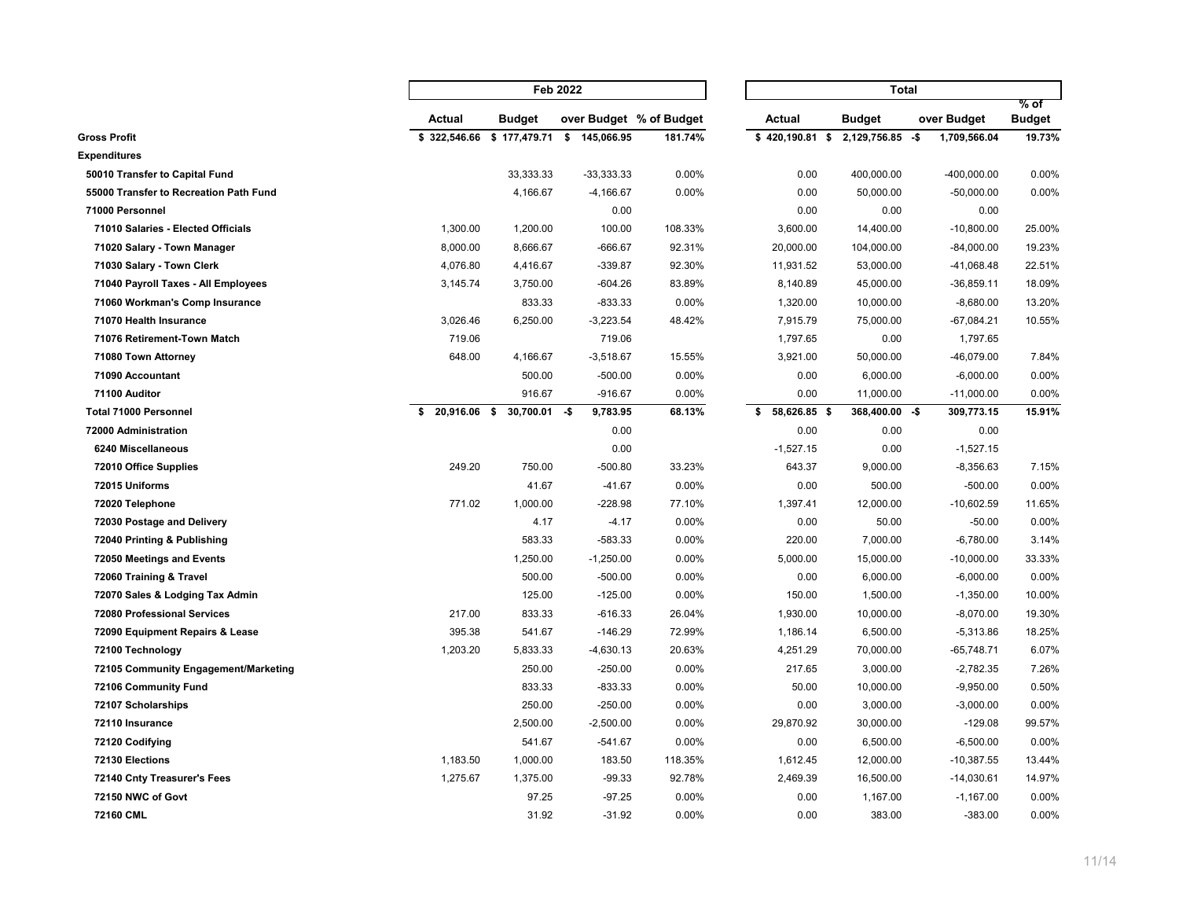| | Feb 2022 | | | | Total | | | |
|---|---|---|---|---|---|---|---|---|
| | Actual | Budget | over Budget | % of Budget | Actual | Budget | over Budget | % of Budget |
| **Gross Profit** | **$ 322,546.66** | **$ 177,479.71** | **$ 145,066.95** | **181.74%** | **$ 420,190.81** | **$ 2,129,756.85** | **-$ 1,709,566.04** | **19.73%** |
| **Expenditures** | | | | | | | | |
| **50010 Transfer to Capital Fund** | | 33,333.33 | -33,333.33 | 0.00% | 0.00 | 400,000.00 | -400,000.00 | 0.00% |
| **55000 Transfer to Recreation Path Fund** | | 4,166.67 | -4,166.67 | 0.00% | 0.00 | 50,000.00 | -50,000.00 | 0.00% |
| **71000 Personnel** | | | 0.00 | | 0.00 | 0.00 | 0.00 | |
| **71010 Salaries - Elected Officials** | 1,300.00 | 1,200.00 | 100.00 | 108.33% | 3,600.00 | 14,400.00 | -10,800.00 | 25.00% |
| **71020 Salary - Town Manager** | 8,000.00 | 8,666.67 | -666.67 | 92.31% | 20,000.00 | 104,000.00 | -84,000.00 | 19.23% |
| **71030 Salary - Town Clerk** | 4,076.80 | 4,416.67 | -339.87 | 92.30% | 11,931.52 | 53,000.00 | -41,068.48 | 22.51% |
| **71040 Payroll Taxes - All Employees** | 3,145.74 | 3,750.00 | -604.26 | 83.89% | 8,140.89 | 45,000.00 | -36,859.11 | 18.09% |
| **71060 Workman's Comp Insurance** | | 833.33 | -833.33 | 0.00% | 1,320.00 | 10,000.00 | -8,680.00 | 13.20% |
| **71070 Health Insurance** | 3,026.46 | 6,250.00 | -3,223.54 | 48.42% | 7,915.79 | 75,000.00 | -67,084.21 | 10.55% |
| **71076 Retirement-Town Match** | 719.06 | | 719.06 | | 1,797.65 | 0.00 | 1,797.65 | |
| **71080 Town Attorney** | 648.00 | 4,166.67 | -3,518.67 | 15.55% | 3,921.00 | 50,000.00 | -46,079.00 | 7.84% |
| **71090 Accountant** | | 500.00 | -500.00 | 0.00% | 0.00 | 6,000.00 | -6,000.00 | 0.00% |
| **71100 Auditor** | | 916.67 | -916.67 | 0.00% | 0.00 | 11,000.00 | -11,000.00 | 0.00% |
| **Total 71000 Personnel** | **$ 20,916.06** | **$ 30,700.01** | **-$ 9,783.95** | **68.13%** | **$ 58,626.85** | **$ 368,400.00** | **-$ 309,773.15** | **15.91%** |
| **72000 Administration** | | | 0.00 | | 0.00 | 0.00 | 0.00 | |
| **6240 Miscellaneous** | | | 0.00 | | -1,527.15 | 0.00 | -1,527.15 | |
| **72010 Office Supplies** | 249.20 | 750.00 | -500.80 | 33.23% | 643.37 | 9,000.00 | -8,356.63 | 7.15% |
| **72015 Uniforms** | | 41.67 | -41.67 | 0.00% | 0.00 | 500.00 | -500.00 | 0.00% |
| **72020 Telephone** | 771.02 | 1,000.00 | -228.98 | 77.10% | 1,397.41 | 12,000.00 | -10,602.59 | 11.65% |
| **72030 Postage and Delivery** | | 4.17 | -4.17 | 0.00% | 0.00 | 50.00 | -50.00 | 0.00% |
| **72040 Printing & Publishing** | | 583.33 | -583.33 | 0.00% | 220.00 | 7,000.00 | -6,780.00 | 3.14% |
| **72050 Meetings and Events** | | 1,250.00 | -1,250.00 | 0.00% | 5,000.00 | 15,000.00 | -10,000.00 | 33.33% |
| **72060 Training & Travel** | | 500.00 | -500.00 | 0.00% | 0.00 | 6,000.00 | -6,000.00 | 0.00% |
| **72070 Sales & Lodging Tax Admin** | | 125.00 | -125.00 | 0.00% | 150.00 | 1,500.00 | -1,350.00 | 10.00% |
| **72080 Professional Services** | 217.00 | 833.33 | -616.33 | 26.04% | 1,930.00 | 10,000.00 | -8,070.00 | 19.30% |
| **72090 Equipment Repairs & Lease** | 395.38 | 541.67 | -146.29 | 72.99% | 1,186.14 | 6,500.00 | -5,313.86 | 18.25% |
| **72100 Technology** | 1,203.20 | 5,833.33 | -4,630.13 | 20.63% | 4,251.29 | 70,000.00 | -65,748.71 | 6.07% |
| **72105 Community Engagement/Marketing** | | 250.00 | -250.00 | 0.00% | 217.65 | 3,000.00 | -2,782.35 | 7.26% |
| **72106 Community Fund** | | 833.33 | -833.33 | 0.00% | 50.00 | 10,000.00 | -9,950.00 | 0.50% |
| **72107 Scholarships** | | 250.00 | -250.00 | 0.00% | 0.00 | 3,000.00 | -3,000.00 | 0.00% |
| **72110 Insurance** | | 2,500.00 | -2,500.00 | 0.00% | 29,870.92 | 30,000.00 | -129.08 | 99.57% |
| **72120 Codifying** | | 541.67 | -541.67 | 0.00% | 0.00 | 6,500.00 | -6,500.00 | 0.00% |
| **72130 Elections** | 1,183.50 | 1,000.00 | 183.50 | 118.35% | 1,612.45 | 12,000.00 | -10,387.55 | 13.44% |
| **72140 Cnty Treasurer's Fees** | 1,275.67 | 1,375.00 | -99.33 | 92.78% | 2,469.39 | 16,500.00 | -14,030.61 | 14.97% |
| **72150 NWC of Govt** | | 97.25 | -97.25 | 0.00% | 0.00 | 1,167.00 | -1,167.00 | 0.00% |
| **72160 CML** | | 31.92 | -31.92 | 0.00% | 0.00 | 383.00 | -383.00 | 0.00% |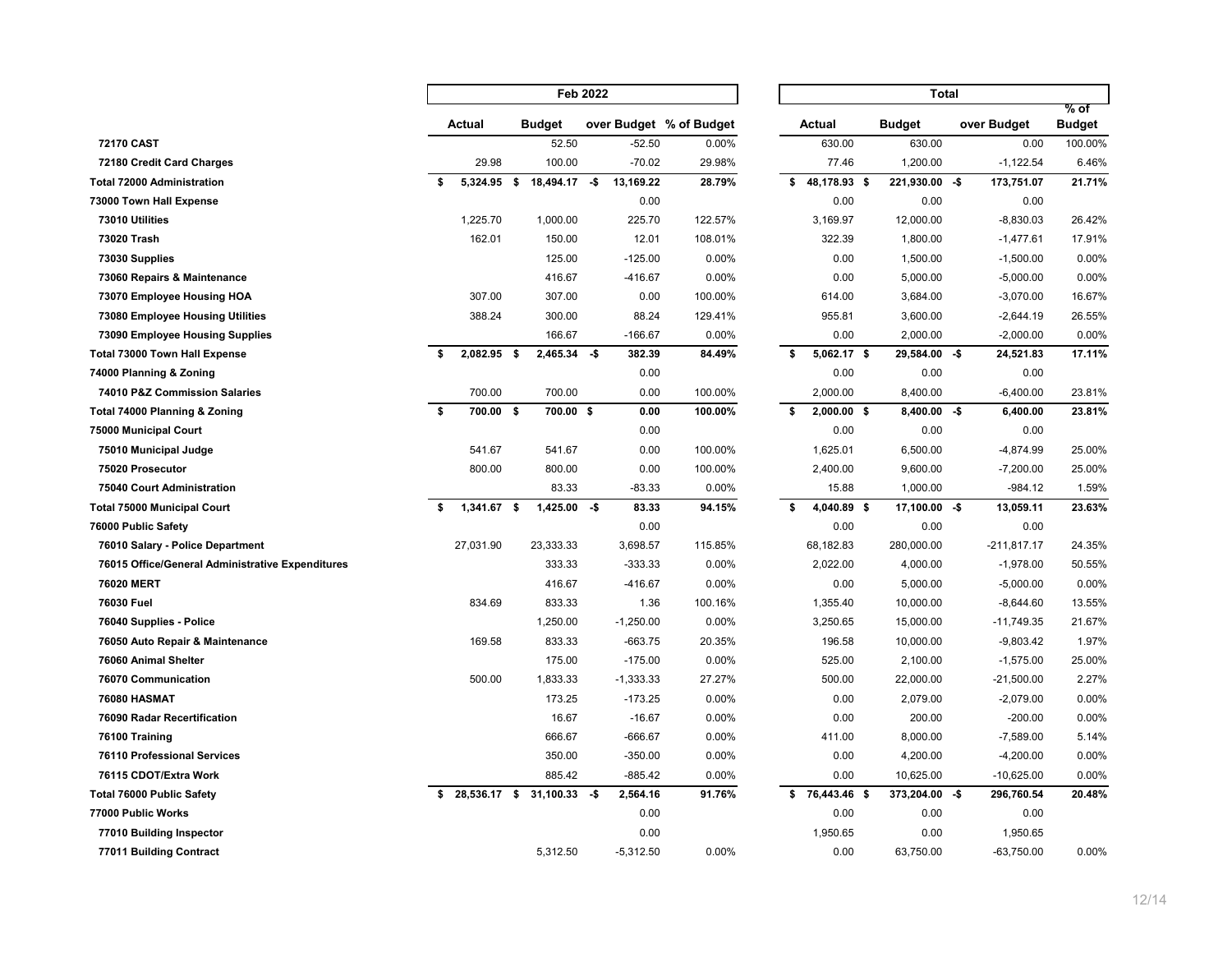| | Feb 2022 | | | | Total | | | |
|---|---|---|---|---|---|---|---|---|
| | Actual | Budget | over Budget | % of Budget | Actual | Budget | over Budget | % of Budget |
| **72170 CAST** | | 52.50 | -52.50 | 0.00% | 630.00 | 630.00 | 0.00 | 100.00% |
| **72180 Credit Card Charges** | 29.98 | 100.00 | -70.02 | 29.98% | 77.46 | 1,200.00 | -1,122.54 | 6.46% |
| **Total 72000 Administration** | **$ 5,324.95** | **$ 18,494.17** | **-$ 13,169.22** | **28.79%** | **$ 48,178.93** | **$ 221,930.00** | **-$ 173,751.07** | **21.71%** |
| **73000 Town Hall Expense** | | | 0.00 | | 0.00 | 0.00 | 0.00 | |
| **73010 Utilities** | 1,225.70 | 1,000.00 | 225.70 | 122.57% | 3,169.97 | 12,000.00 | -8,830.03 | 26.42% |
| **73020 Trash** | 162.01 | 150.00 | 12.01 | 108.01% | 322.39 | 1,800.00 | -1,477.61 | 17.91% |
| **73030 Supplies** | | 125.00 | -125.00 | 0.00% | 0.00 | 1,500.00 | -1,500.00 | 0.00% |
| **73060 Repairs & Maintenance** | | 416.67 | -416.67 | 0.00% | 0.00 | 5,000.00 | -5,000.00 | 0.00% |
| **73070 Employee Housing HOA** | 307.00 | 307.00 | 0.00 | 100.00% | 614.00 | 3,684.00 | -3,070.00 | 16.67% |
| **73080 Employee Housing Utilities** | 388.24 | 300.00 | 88.24 | 129.41% | 955.81 | 3,600.00 | -2,644.19 | 26.55% |
| **73090 Employee Housing Supplies** | | 166.67 | -166.67 | 0.00% | 0.00 | 2,000.00 | -2,000.00 | 0.00% |
| **Total 73000 Town Hall Expense** | **$ 2,082.95** | **$ 2,465.34** | **-$ 382.39** | **84.49%** | **$ 5,062.17** | **$ 29,584.00** | **-$ 24,521.83** | **17.11%** |
| **74000 Planning & Zoning** | | | 0.00 | | 0.00 | 0.00 | 0.00 | |
| **74010 P&Z Commission Salaries** | 700.00 | 700.00 | 0.00 | 100.00% | 2,000.00 | 8,400.00 | -6,400.00 | 23.81% |
| **Total 74000 Planning & Zoning** | **$ 700.00** | **$ 700.00** | **$ 0.00** | **100.00%** | **$ 2,000.00** | **$ 8,400.00** | **-$ 6,400.00** | **23.81%** |
| **75000 Municipal Court** | | | 0.00 | | 0.00 | 0.00 | 0.00 | |
| **75010 Municipal Judge** | 541.67 | 541.67 | 0.00 | 100.00% | 1,625.01 | 6,500.00 | -4,874.99 | 25.00% |
| **75020 Prosecutor** | 800.00 | 800.00 | 0.00 | 100.00% | 2,400.00 | 9,600.00 | -7,200.00 | 25.00% |
| **75040 Court Administration** | | 83.33 | -83.33 | 0.00% | 15.88 | 1,000.00 | -984.12 | 1.59% |
| **Total 75000 Municipal Court** | **$ 1,341.67** | **$ 1,425.00** | **-$ 83.33** | **94.15%** | **$ 4,040.89** | **$ 17,100.00** | **-$ 13,059.11** | **23.63%** |
| **76000 Public Safety** | | | 0.00 | | 0.00 | 0.00 | 0.00 | |
| **76010 Salary - Police Department** | 27,031.90 | 23,333.33 | 3,698.57 | 115.85% | 68,182.83 | 280,000.00 | -211,817.17 | 24.35% |
| **76015 Office/General Administrative Expenditures** | | 333.33 | -333.33 | 0.00% | 2,022.00 | 4,000.00 | -1,978.00 | 50.55% |
| **76020 MERT** | | 416.67 | -416.67 | 0.00% | 0.00 | 5,000.00 | -5,000.00 | 0.00% |
| **76030 Fuel** | 834.69 | 833.33 | 1.36 | 100.16% | 1,355.40 | 10,000.00 | -8,644.60 | 13.55% |
| **76040 Supplies - Police** | | 1,250.00 | -1,250.00 | 0.00% | 3,250.65 | 15,000.00 | -11,749.35 | 21.67% |
| **76050 Auto Repair & Maintenance** | 169.58 | 833.33 | -663.75 | 20.35% | 196.58 | 10,000.00 | -9,803.42 | 1.97% |
| **76060 Animal Shelter** | | 175.00 | -175.00 | 0.00% | 525.00 | 2,100.00 | -1,575.00 | 25.00% |
| **76070 Communication** | 500.00 | 1,833.33 | -1,333.33 | 27.27% | 500.00 | 22,000.00 | -21,500.00 | 2.27% |
| **76080 HASMAT** | | 173.25 | -173.25 | 0.00% | 0.00 | 2,079.00 | -2,079.00 | 0.00% |
| **76090 Radar Recertification** | | 16.67 | -16.67 | 0.00% | 0.00 | 200.00 | -200.00 | 0.00% |
| **76100 Training** | | 666.67 | -666.67 | 0.00% | 411.00 | 8,000.00 | -7,589.00 | 5.14% |
| **76110 Professional Services** | | 350.00 | -350.00 | 0.00% | 0.00 | 4,200.00 | -4,200.00 | 0.00% |
| **76115 CDOT/Extra Work** | | 885.42 | -885.42 | 0.00% | 0.00 | 10,625.00 | -10,625.00 | 0.00% |
| **Total 76000 Public Safety** | **$ 28,536.17** | **$ 31,100.33** | **-$ 2,564.16** | **91.76%** | **$ 76,443.46** | **$ 373,204.00** | **-$ 296,760.54** | **20.48%** |
| **77000 Public Works** | | | 0.00 | | 0.00 | 0.00 | 0.00 | |
| **77010 Building Inspector** | | | 0.00 | | 1,950.65 | 0.00 | 1,950.65 | |
| **77011 Building Contract** | | 5,312.50 | -5,312.50 | 0.00% | 0.00 | 63,750.00 | -63,750.00 | 0.00% |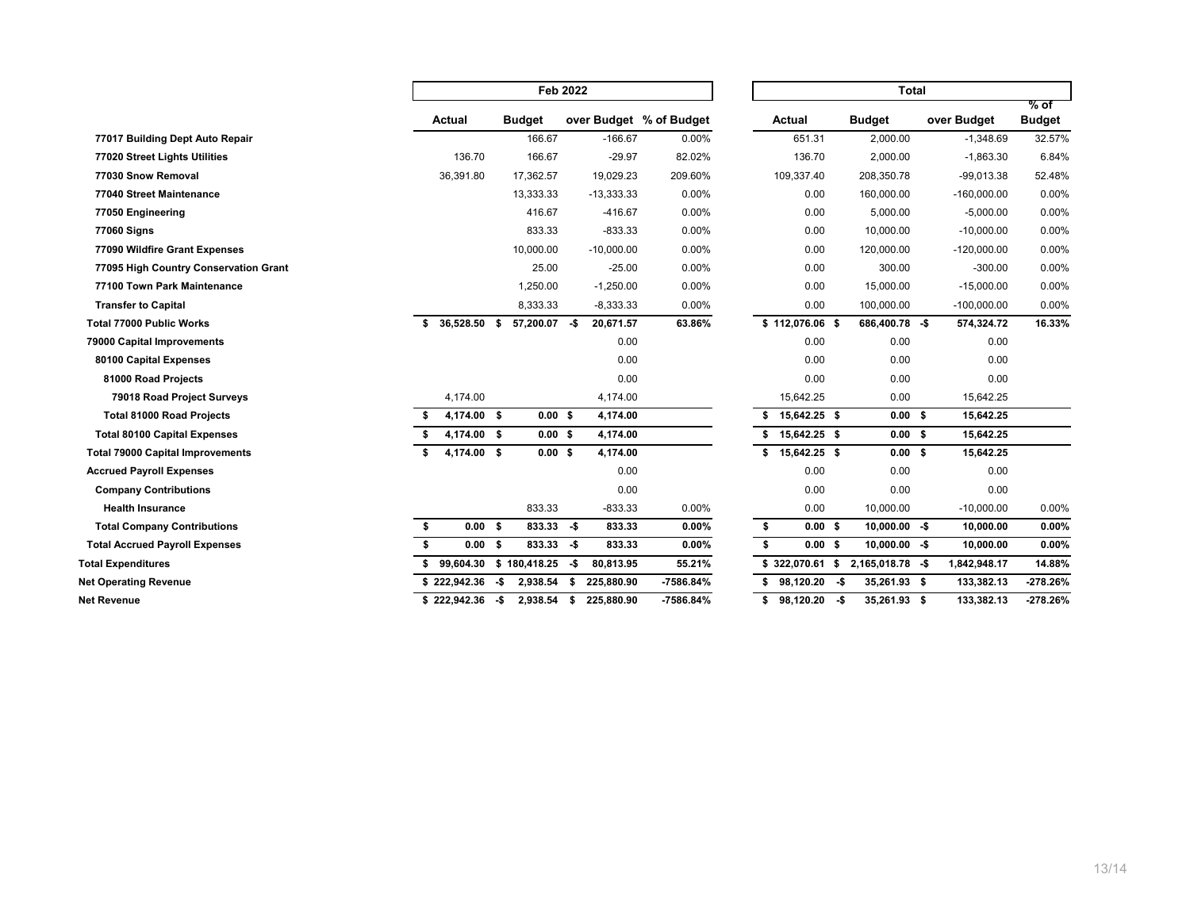| | Feb 2022 | | | | Total | | | |
|---|---|---|---|---|---|---|---|---|
| | Actual | Budget | over Budget | % of Budget | Actual | Budget | over Budget | % of Budget |
| **77017 Building Dept Auto Repair** | | 166.67 | -166.67 | 0.00% | 651.31 | 2,000.00 | -1,348.69 | 32.57% |
| **77020 Street Lights Utilities** | 136.70 | 166.67 | -29.97 | 82.02% | 136.70 | 2,000.00 | -1,863.30 | 6.84% |
| **77030 Snow Removal** | 36,391.80 | 17,362.57 | 19,029.23 | 209.60% | 109,337.40 | 208,350.78 | -99,013.38 | 52.48% |
| **77040 Street Maintenance** | | 13,333.33 | -13,333.33 | 0.00% | 0.00 | 160,000.00 | -160,000.00 | 0.00% |
| **77050 Engineering** | | 416.67 | -416.67 | 0.00% | 0.00 | 5,000.00 | -5,000.00 | 0.00% |
| **77060 Signs** | | 833.33 | -833.33 | 0.00% | 0.00 | 10,000.00 | -10,000.00 | 0.00% |
| **77090 Wildfire Grant Expenses** | | 10,000.00 | -10,000.00 | 0.00% | 0.00 | 120,000.00 | -120,000.00 | 0.00% |
| **77095 High Country Conservation Grant** | | 25.00 | -25.00 | 0.00% | 0.00 | 300.00 | -300.00 | 0.00% |
| **77100 Town Park Maintenance** | | 1,250.00 | -1,250.00 | 0.00% | 0.00 | 15,000.00 | -15,000.00 | 0.00% |
| **Transfer to Capital** | | 8,333.33 | -8,333.33 | 0.00% | 0.00 | 100,000.00 | -100,000.00 | 0.00% |
| **Total 77000 Public Works** | **$ 36,528.50** | **$ 57,200.07** | **-$ 20,671.57** | **63.86%** | **$ 112,076.06** | **$ 686,400.78** | **-$ 574,324.72** | **16.33%** |
| **79000 Capital Improvements** | | | 0.00 | | 0.00 | 0.00 | 0.00 | |
| **80100 Capital Expenses** | | | 0.00 | | 0.00 | 0.00 | 0.00 | |
| **81000 Road Projects** | | | 0.00 | | 0.00 | 0.00 | 0.00 | |
| **79018 Road Project Surveys** | 4,174.00 | | 4,174.00 | | 15,642.25 | 0.00 | 15,642.25 | |
| **Total 81000 Road Projects** | **$ 4,174.00** | **$ 0.00** | **$ 4,174.00** | | **$ 15,642.25** | **$ 0.00** | **$ 15,642.25** | |
| **Total 80100 Capital Expenses** | **$ 4,174.00** | **$ 0.00** | **$ 4,174.00** | | **$ 15,642.25** | **$ 0.00** | **$ 15,642.25** | |
| **Total 79000 Capital Improvements** | **$ 4,174.00** | **$ 0.00** | **$ 4,174.00** | | **$ 15,642.25** | **$ 0.00** | **$ 15,642.25** | |
| **Accrued Payroll Expenses** | | | 0.00 | | 0.00 | 0.00 | 0.00 | |
| **Company Contributions** | | | 0.00 | | 0.00 | 0.00 | 0.00 | |
| **Health Insurance** | | 833.33 | -833.33 | 0.00% | 0.00 | 10,000.00 | -10,000.00 | 0.00% |
| **Total Company Contributions** | **$ 0.00** | **$ 833.33** | **-$ 833.33** | **0.00%** | **$ 0.00** | **$ 10,000.00** | **-$ 10,000.00** | **0.00%** |
| **Total Accrued Payroll Expenses** | **$ 0.00** | **$ 833.33** | **-$ 833.33** | **0.00%** | **$ 0.00** | **$ 10,000.00** | **-$ 10,000.00** | **0.00%** |
| **Total Expenditures** | **$ 99,604.30** | **$ 180,418.25** | **-$ 80,813.95** | **55.21%** | **$ 322,070.61** | **$ 2,165,018.78** | **-$ 1,842,948.17** | **14.88%** |
| **Net Operating Revenue** | **$ 222,942.36** | **-$ 2,938.54** | **$ 225,880.90** | **-7586.84%** | **$ 98,120.20** | **-$ 35,261.93** | **$ 133,382.13** | **-278.26%** |
| **Net Revenue** | **$ 222,942.36** | **-$ 2,938.54** | **$ 225,880.90** | **-7586.84%** | **$ 98,120.20** | **-$ 35,261.93** | **$ 133,382.13** | **-278.26%** |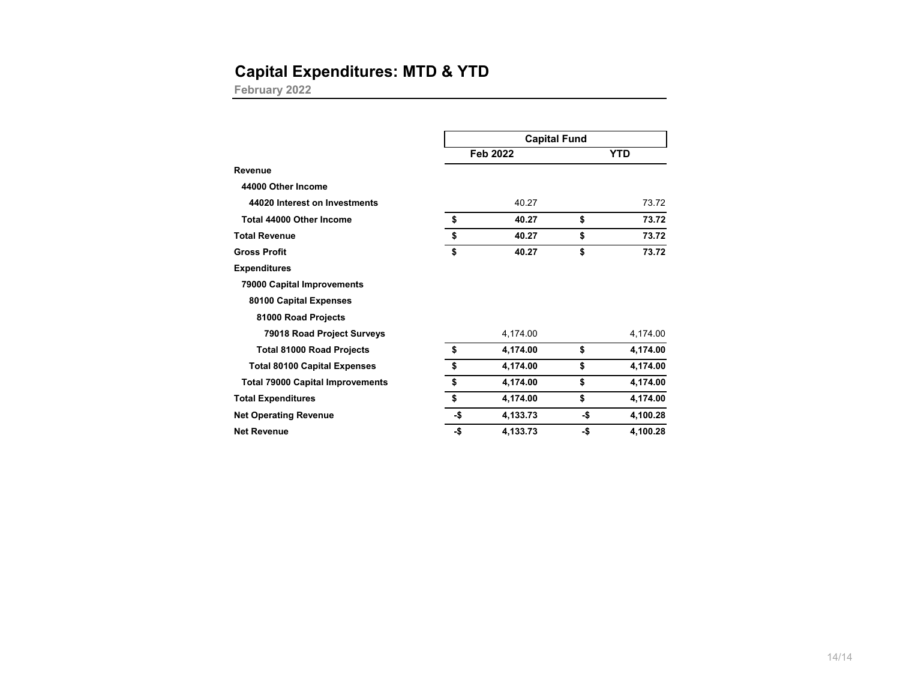# Capital Expenditures: MTD & YTD

**February 2022**

| | Capital Fund | |
|---|---|---|
| | **Feb 2022** | **YTD** |
| **Revenue** | | |
| **44000 Other Income** | | |
| **44020 Interest on Investments** | 40.27 | 73.72 |
| **Total 44000 Other Income** | **$ 40.27** | **$ 73.72** |
| **Total Revenue** | **$ 40.27** | **$ 73.72** |
| **Gross Profit** | **$ 40.27** | **$ 73.72** |
| **Expenditures** | | |
| **79000 Capital Improvements** | | |
| **80100 Capital Expenses** | | |
| **81000 Road Projects** | | |
| **79018 Road Project Surveys** | 4,174.00 | 4,174.00 |
| **Total 81000 Road Projects** | **$ 4,174.00** | **$ 4,174.00** |
| **Total 80100 Capital Expenses** | **$ 4,174.00** | **$ 4,174.00** |
| **Total 79000 Capital Improvements** | **$ 4,174.00** | **$ 4,174.00** |
| **Total Expenditures** | **$ 4,174.00** | **$ 4,174.00** |
| **Net Operating Revenue** | **-$ 4,133.73** | **-$ 4,100.28** |
| **Net Revenue** | **-$ 4,133.73** | **-$ 4,100.28** |